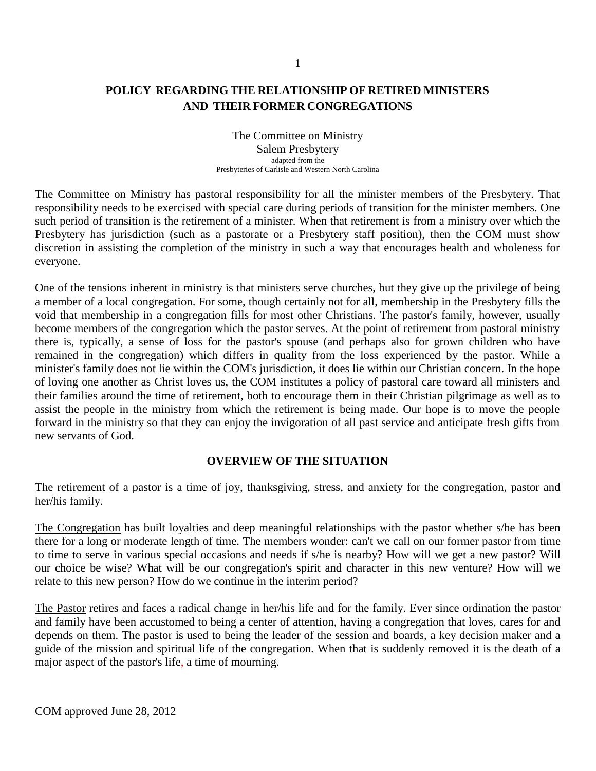# POLICY REGARDING THE RELATIONSHIP OF RETIRED MINISTERS AND THEIR FORMER CONGREGATIONS

The Committee on Ministry
Salem Presbytery
adapted from the
Presbyteries of Carlisle and Western North Carolina

The Committee on Ministry has pastoral responsibility for all the minister members of the Presbytery. That responsibility needs to be exercised with special care during periods of transition for the minister members. One such period of transition is the retirement of a minister. When that retirement is from a ministry over which the Presbytery has jurisdiction (such as a pastorate or a Presbytery staff position), then the COM must show discretion in assisting the completion of the ministry in such a way that encourages health and wholeness for everyone.

One of the tensions inherent in ministry is that ministers serve churches, but they give up the privilege of being a member of a local congregation. For some, though certainly not for all, membership in the Presbytery fills the void that membership in a congregation fills for most other Christians. The pastor's family, however, usually become members of the congregation which the pastor serves. At the point of retirement from pastoral ministry there is, typically, a sense of loss for the pastor's spouse (and perhaps also for grown children who have remained in the congregation) which differs in quality from the loss experienced by the pastor. While a minister's family does not lie within the COM's jurisdiction, it does lie within our Christian concern. In the hope of loving one another as Christ loves us, the COM institutes a policy of pastoral care toward all ministers and their families around the time of retirement, both to encourage them in their Christian pilgrimage as well as to assist the people in the ministry from which the retirement is being made. Our hope is to move the people forward in the ministry so that they can enjoy the invigoration of all past service and anticipate fresh gifts from new servants of God.

## OVERVIEW OF THE SITUATION

The retirement of a pastor is a time of joy, thanksgiving, stress, and anxiety for the congregation, pastor and her/his family.

The Congregation has built loyalties and deep meaningful relationships with the pastor whether s/he has been there for a long or moderate length of time. The members wonder: can't we call on our former pastor from time to time to serve in various special occasions and needs if s/he is nearby? How will we get a new pastor? Will our choice be wise? What will be our congregation's spirit and character in this new venture? How will we relate to this new person? How do we continue in the interim period?

The Pastor retires and faces a radical change in her/his life and for the family. Ever since ordination the pastor and family have been accustomed to being a center of attention, having a congregation that loves, cares for and depends on them. The pastor is used to being the leader of the session and boards, a key decision maker and a guide of the mission and spiritual life of the congregation. When that is suddenly removed it is the death of a major aspect of the pastor's life, a time of mourning.

COM approved June 28, 2012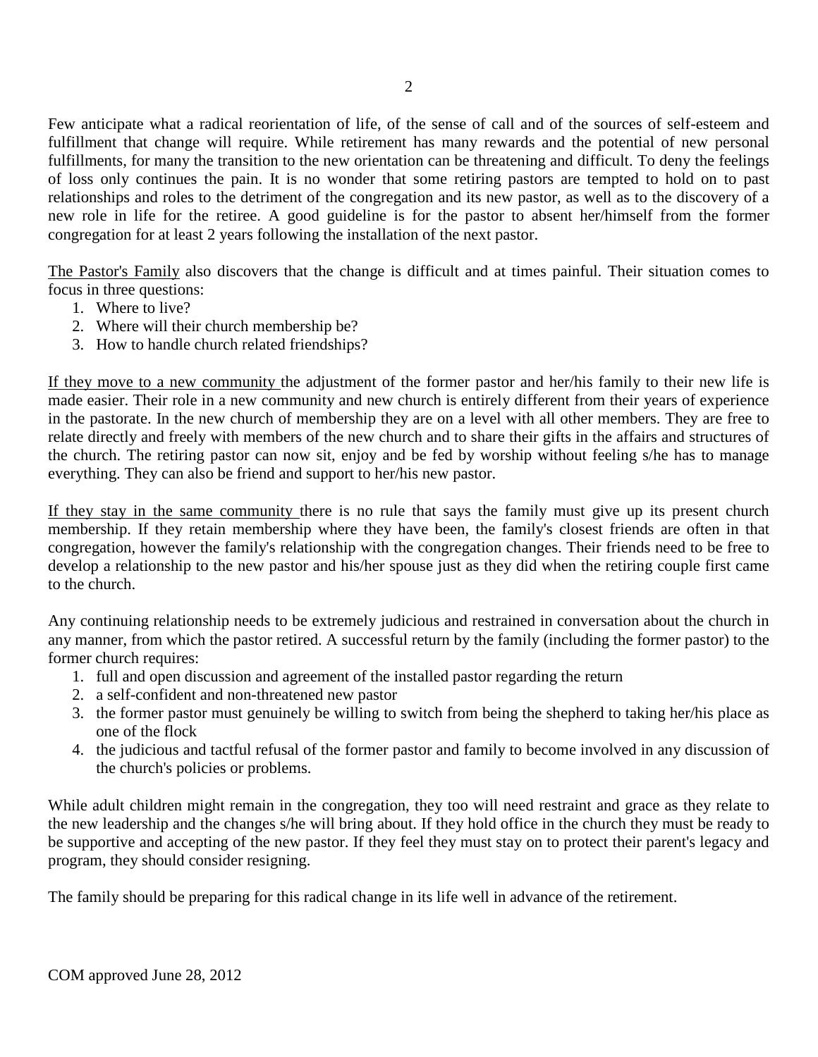Few anticipate what a radical reorientation of life, of the sense of call and of the sources of self-esteem and fulfillment that change will require. While retirement has many rewards and the potential of new personal fulfillments, for many the transition to the new orientation can be threatening and difficult. To deny the feelings of loss only continues the pain. It is no wonder that some retiring pastors are tempted to hold on to past relationships and roles to the detriment of the congregation and its new pastor, as well as to the discovery of a new role in life for the retiree. A good guideline is for the pastor to absent her/himself from the former congregation for at least 2 years following the installation of the next pastor.

<u>The Pastor's Family</u> also discovers that the change is difficult and at times painful. Their situation comes to focus in three questions:

1. Where to live?
2. Where will their church membership be?
3. How to handle church related friendships?

<u>If they move to a new community</u> the adjustment of the former pastor and her/his family to their new life is made easier. Their role in a new community and new church is entirely different from their years of experience in the pastorate. In the new church of membership they are on a level with all other members. They are free to relate directly and freely with members of the new church and to share their gifts in the affairs and structures of the church. The retiring pastor can now sit, enjoy and be fed by worship without feeling s/he has to manage everything. They can also be friend and support to her/his new pastor.

<u>If they stay in the same community</u> there is no rule that says the family must give up its present church membership. If they retain membership where they have been, the family's closest friends are often in that congregation, however the family's relationship with the congregation changes. Their friends need to be free to develop a relationship to the new pastor and his/her spouse just as they did when the retiring couple first came to the church.

Any continuing relationship needs to be extremely judicious and restrained in conversation about the church in any manner, from which the pastor retired. A successful return by the family (including the former pastor) to the former church requires:

1. full and open discussion and agreement of the installed pastor regarding the return
2. a self-confident and non-threatened new pastor
3. the former pastor must genuinely be willing to switch from being the shepherd to taking her/his place as one of the flock
4. the judicious and tactful refusal of the former pastor and family to become involved in any discussion of the church's policies or problems.

While adult children might remain in the congregation, they too will need restraint and grace as they relate to the new leadership and the changes s/he will bring about. If they hold office in the church they must be ready to be supportive and accepting of the new pastor. If they feel they must stay on to protect their parent's legacy and program, they should consider resigning.

The family should be preparing for this radical change in its life well in advance of the retirement.

COM approved June 28, 2012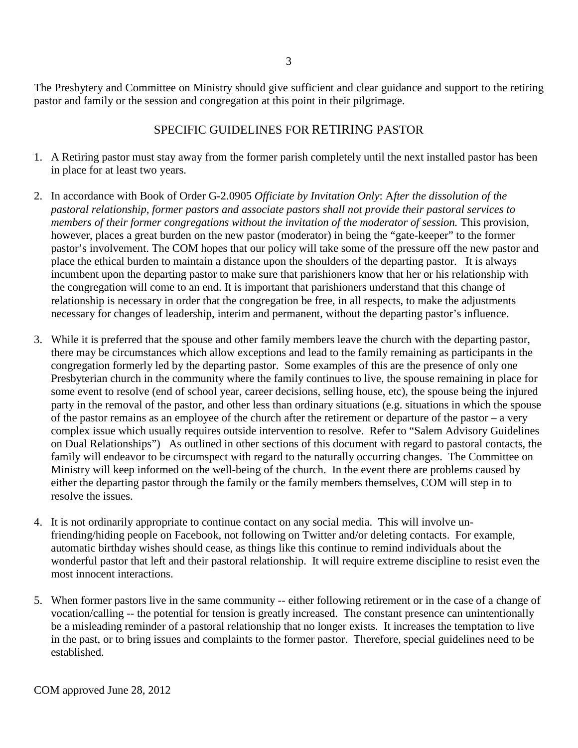<u>The Presbytery and Committee on Ministry</u> should give sufficient and clear guidance and support to the retiring pastor and family or the session and congregation at this point in their pilgrimage.

## SPECIFIC GUIDELINES FOR RETIRING PASTOR

1. A Retiring pastor must stay away from the former parish completely until the next installed pastor has been in place for at least two years.

2. In accordance with Book of Order G-2.0905 *Officiate by Invitation Only*: A*fter the dissolution of the pastoral relationship, former pastors and associate pastors shall not provide their pastoral services to members of their former congregations without the invitation of the moderator of session.* This provision, however, places a great burden on the new pastor (moderator) in being the "gate-keeper" to the former pastor's involvement. The COM hopes that our policy will take some of the pressure off the new pastor and place the ethical burden to maintain a distance upon the shoulders of the departing pastor. It is always incumbent upon the departing pastor to make sure that parishioners know that her or his relationship with the congregation will come to an end. It is important that parishioners understand that this change of relationship is necessary in order that the congregation be free, in all respects, to make the adjustments necessary for changes of leadership, interim and permanent, without the departing pastor's influence.

3. While it is preferred that the spouse and other family members leave the church with the departing pastor, there may be circumstances which allow exceptions and lead to the family remaining as participants in the congregation formerly led by the departing pastor. Some examples of this are the presence of only one Presbyterian church in the community where the family continues to live, the spouse remaining in place for some event to resolve (end of school year, career decisions, selling house, etc), the spouse being the injured party in the removal of the pastor, and other less than ordinary situations (e.g. situations in which the spouse of the pastor remains as an employee of the church after the retirement or departure of the pastor – a very complex issue which usually requires outside intervention to resolve. Refer to "Salem Advisory Guidelines on Dual Relationships") As outlined in other sections of this document with regard to pastoral contacts, the family will endeavor to be circumspect with regard to the naturally occurring changes. The Committee on Ministry will keep informed on the well-being of the church. In the event there are problems caused by either the departing pastor through the family or the family members themselves, COM will step in to resolve the issues.

4. It is not ordinarily appropriate to continue contact on any social media. This will involve un-friending/hiding people on Facebook, not following on Twitter and/or deleting contacts. For example, automatic birthday wishes should cease, as things like this continue to remind individuals about the wonderful pastor that left and their pastoral relationship. It will require extreme discipline to resist even the most innocent interactions.

5. When former pastors live in the same community -- either following retirement or in the case of a change of vocation/calling -- the potential for tension is greatly increased. The constant presence can unintentionally be a misleading reminder of a pastoral relationship that no longer exists. It increases the temptation to live in the past, or to bring issues and complaints to the former pastor. Therefore, special guidelines need to be established.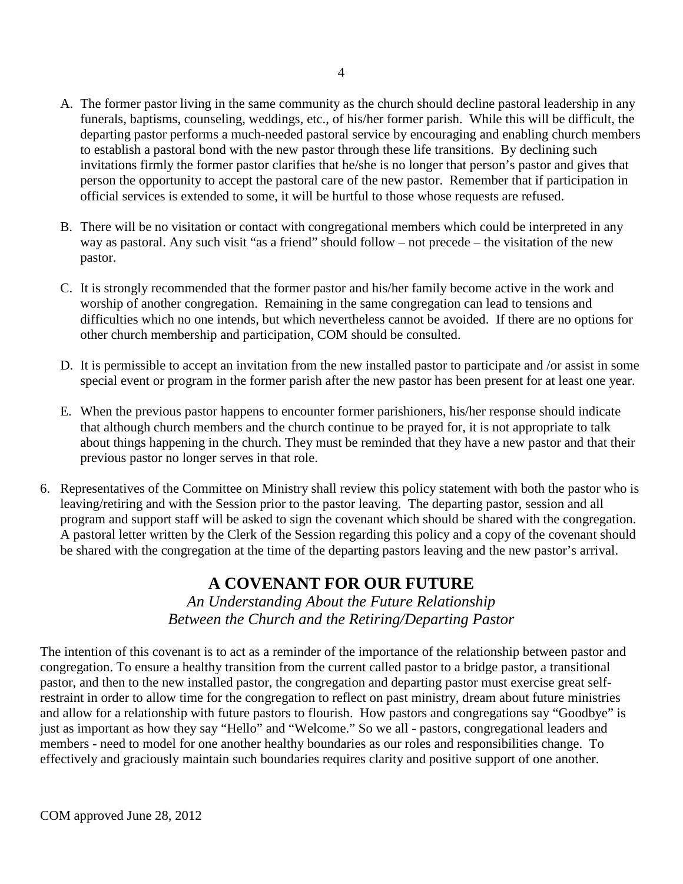A. The former pastor living in the same community as the church should decline pastoral leadership in any funerals, baptisms, counseling, weddings, etc., of his/her former parish. While this will be difficult, the departing pastor performs a much-needed pastoral service by encouraging and enabling church members to establish a pastoral bond with the new pastor through these life transitions. By declining such invitations firmly the former pastor clarifies that he/she is no longer that person's pastor and gives that person the opportunity to accept the pastoral care of the new pastor. Remember that if participation in official services is extended to some, it will be hurtful to those whose requests are refused.

B. There will be no visitation or contact with congregational members which could be interpreted in any way as pastoral. Any such visit "as a friend" should follow – not precede – the visitation of the new pastor.

C. It is strongly recommended that the former pastor and his/her family become active in the work and worship of another congregation. Remaining in the same congregation can lead to tensions and difficulties which no one intends, but which nevertheless cannot be avoided. If there are no options for other church membership and participation, COM should be consulted.

D. It is permissible to accept an invitation from the new installed pastor to participate and /or assist in some special event or program in the former parish after the new pastor has been present for at least one year.

E. When the previous pastor happens to encounter former parishioners, his/her response should indicate that although church members and the church continue to be prayed for, it is not appropriate to talk about things happening in the church. They must be reminded that they have a new pastor and that their previous pastor no longer serves in that role.

6. Representatives of the Committee on Ministry shall review this policy statement with both the pastor who is leaving/retiring and with the Session prior to the pastor leaving. The departing pastor, session and all program and support staff will be asked to sign the covenant which should be shared with the congregation. A pastoral letter written by the Clerk of the Session regarding this policy and a copy of the covenant should be shared with the congregation at the time of the departing pastors leaving and the new pastor's arrival.

## A COVENANT FOR OUR FUTURE

*An Understanding About the Future Relationship*
*Between the Church and the Retiring/Departing Pastor*

The intention of this covenant is to act as a reminder of the importance of the relationship between pastor and congregation. To ensure a healthy transition from the current called pastor to a bridge pastor, a transitional pastor, and then to the new installed pastor, the congregation and departing pastor must exercise great self-restraint in order to allow time for the congregation to reflect on past ministry, dream about future ministries and allow for a relationship with future pastors to flourish. How pastors and congregations say "Goodbye" is just as important as how they say "Hello" and "Welcome." So we all - pastors, congregational leaders and members - need to model for one another healthy boundaries as our roles and responsibilities change. To effectively and graciously maintain such boundaries requires clarity and positive support of one another.

COM approved June 28, 2012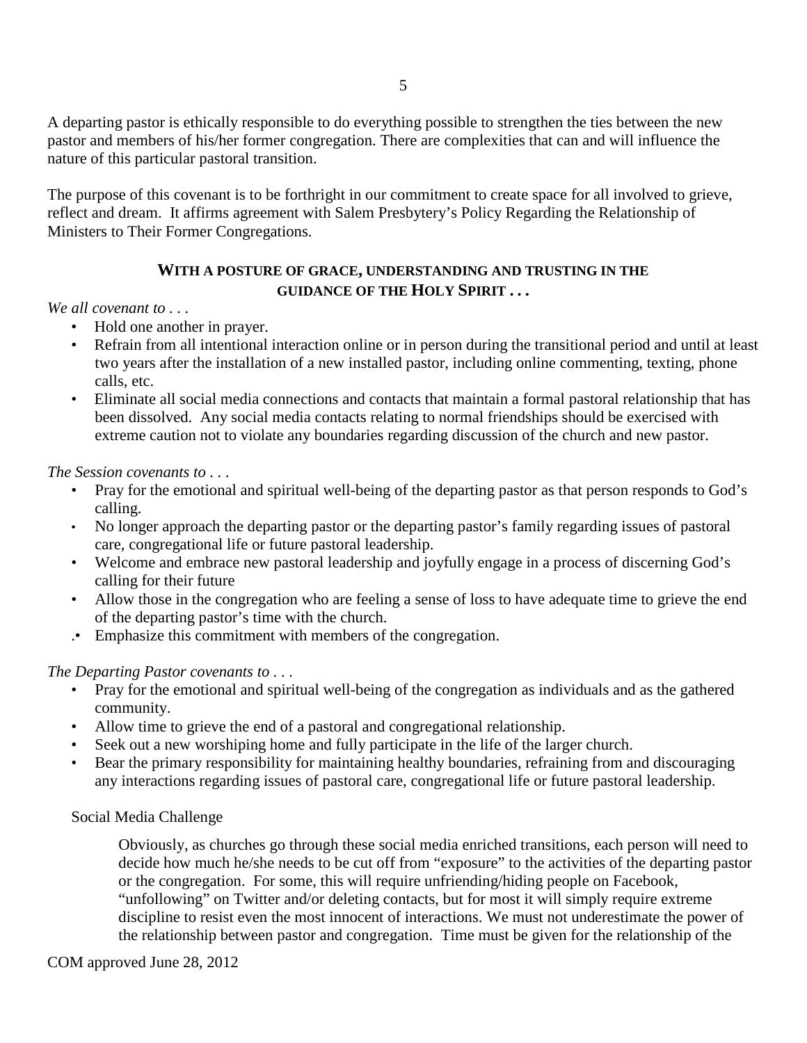A departing pastor is ethically responsible to do everything possible to strengthen the ties between the new pastor and members of his/her former congregation. There are complexities that can and will influence the nature of this particular pastoral transition.

The purpose of this covenant is to be forthright in our commitment to create space for all involved to grieve, reflect and dream. It affirms agreement with Salem Presbytery's Policy Regarding the Relationship of Ministers to Their Former Congregations.

**WITH A POSTURE OF GRACE, UNDERSTANDING AND TRUSTING IN THE GUIDANCE OF THE HOLY SPIRIT . . .**

*We all covenant to . . .*

- Hold one another in prayer.
- Refrain from all intentional interaction online or in person during the transitional period and until at least two years after the installation of a new installed pastor, including online commenting, texting, phone calls, etc.
- Eliminate all social media connections and contacts that maintain a formal pastoral relationship that has been dissolved. Any social media contacts relating to normal friendships should be exercised with extreme caution not to violate any boundaries regarding discussion of the church and new pastor.

*The Session covenants to . . .*

- Pray for the emotional and spiritual well-being of the departing pastor as that person responds to God's calling.
- No longer approach the departing pastor or the departing pastor's family regarding issues of pastoral care, congregational life or future pastoral leadership.
- Welcome and embrace new pastoral leadership and joyfully engage in a process of discerning God's calling for their future
- Allow those in the congregation who are feeling a sense of loss to have adequate time to grieve the end of the departing pastor's time with the church.
- Emphasize this commitment with members of the congregation.

*The Departing Pastor covenants to . . .*

- Pray for the emotional and spiritual well-being of the congregation as individuals and as the gathered community.
- Allow time to grieve the end of a pastoral and congregational relationship.
- Seek out a new worshiping home and fully participate in the life of the larger church.
- Bear the primary responsibility for maintaining healthy boundaries, refraining from and discouraging any interactions regarding issues of pastoral care, congregational life or future pastoral leadership.

Social Media Challenge

Obviously, as churches go through these social media enriched transitions, each person will need to decide how much he/she needs to be cut off from "exposure" to the activities of the departing pastor or the congregation. For some, this will require unfriending/hiding people on Facebook, "unfollowing" on Twitter and/or deleting contacts, but for most it will simply require extreme discipline to resist even the most innocent of interactions. We must not underestimate the power of the relationship between pastor and congregation. Time must be given for the relationship of the

COM approved June 28, 2012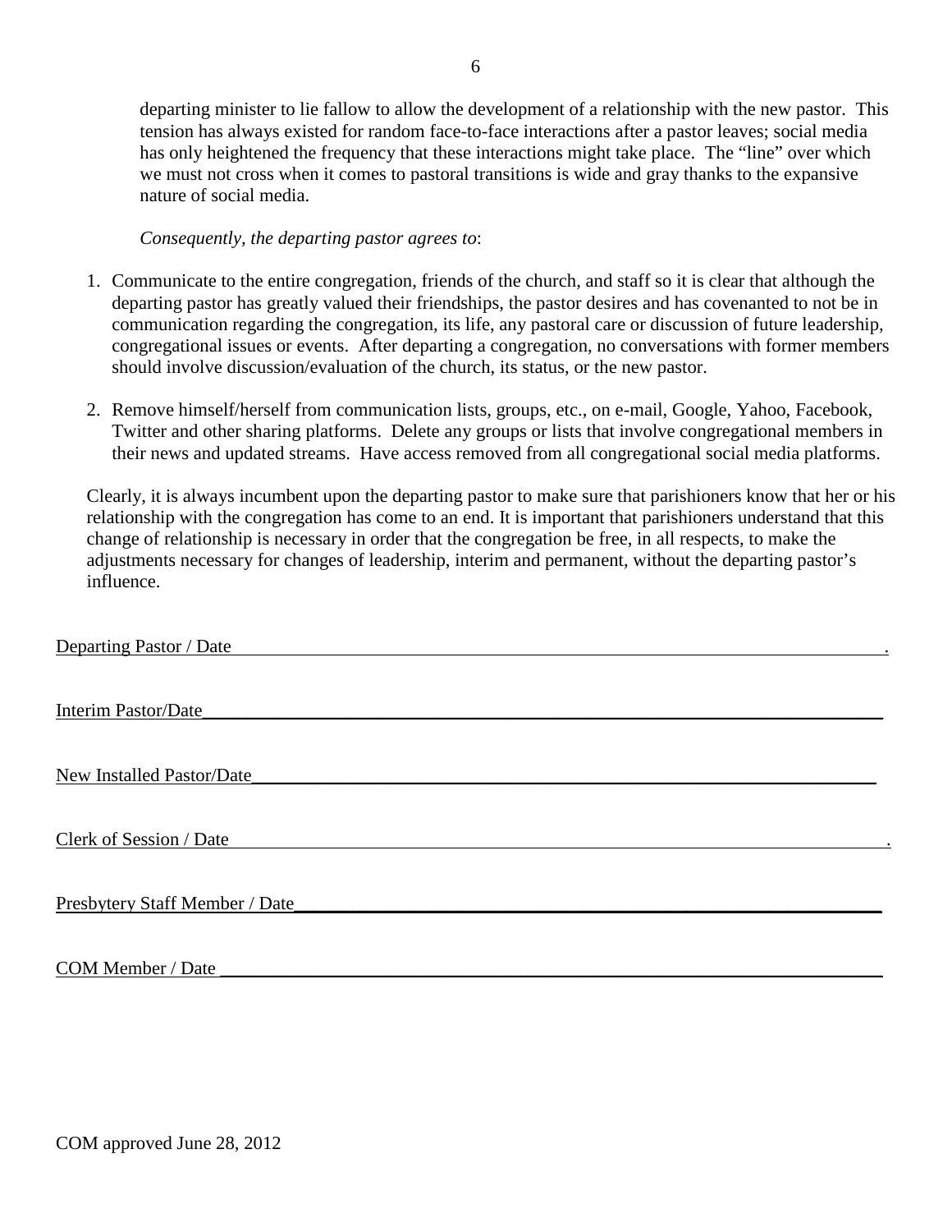departing minister to lie fallow to allow the development of a relationship with the new pastor. This tension has always existed for random face-to-face interactions after a pastor leaves; social media has only heightened the frequency that these interactions might take place. The "line" over which we must not cross when it comes to pastoral transitions is wide and gray thanks to the expansive nature of social media.

*Consequently, the departing pastor agrees to*:

1. Communicate to the entire congregation, friends of the church, and staff so it is clear that although the departing pastor has greatly valued their friendships, the pastor desires and has covenanted to not be in communication regarding the congregation, its life, any pastoral care or discussion of future leadership, congregational issues or events. After departing a congregation, no conversations with former members should involve discussion/evaluation of the church, its status, or the new pastor.

2. Remove himself/herself from communication lists, groups, etc., on e-mail, Google, Yahoo, Facebook, Twitter and other sharing platforms. Delete any groups or lists that involve congregational members in their news and updated streams. Have access removed from all congregational social media platforms.

Clearly, it is always incumbent upon the departing pastor to make sure that parishioners know that her or his relationship with the congregation has come to an end. It is important that parishioners understand that this change of relationship is necessary in order that the congregation be free, in all respects, to make the adjustments necessary for changes of leadership, interim and permanent, without the departing pastor's influence.

Departing Pastor / Date ______________________________________________

Interim Pastor/Date ______________________________________________

New Installed Pastor/Date ______________________________________________

Clerk of Session / Date ______________________________________________

Presbytery Staff Member / Date ______________________________________________

COM Member / Date ______________________________________________

COM approved June 28, 2012